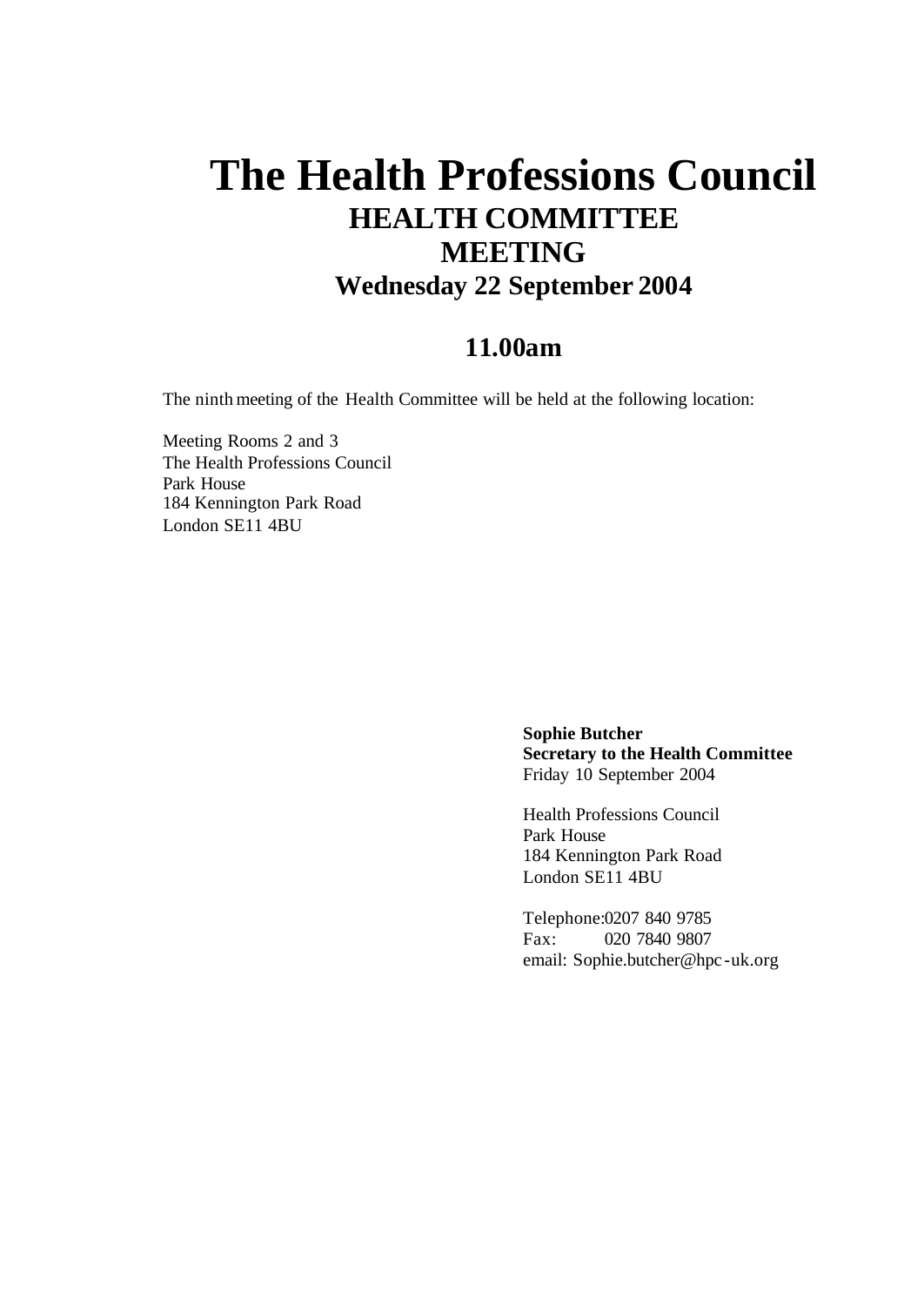# The Health Professions Council

## HEALTH COMMITTEE MEETING

### Wednesday 22 September 2004

### 11.00am

The ninth meeting of the Health Committee will be held at the following location:

Meeting Rooms 2 and 3
The Health Professions Council
Park House
184 Kennington Park Road
London SE11 4BU

**Sophie Butcher**
**Secretary to the Health Committee**
Friday 10 September 2004

Health Professions Council
Park House
184 Kennington Park Road
London SE11 4BU

Telephone: 0207 840 9785
Fax: 020 7840 9807
email: Sophie.butcher@hpc-uk.org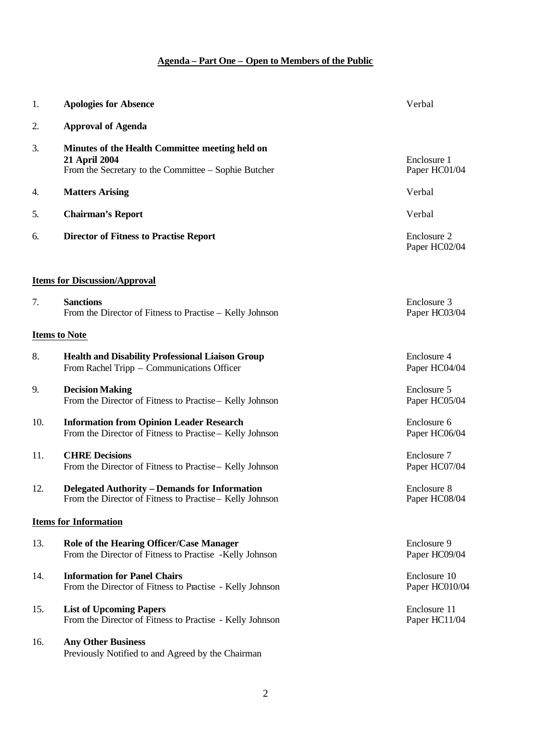## Agenda – Part One – Open to Members of the Public

| | | |
|---|---|---|
| 1. | **Apologies for Absence** | Verbal |
| 2. | **Approval of Agenda** | |
| 3. | **Minutes of the Health Committee meeting held on 21 April 2004**<br>From the Secretary to the Committee – Sophie Butcher | Enclosure 1<br>Paper HC01/04 |
| 4. | **Matters Arising** | Verbal |
| 5. | **Chairman's Report** | Verbal |
| 6. | **Director of Fitness to Practise Report** | Enclosure 2<br>Paper HC02/04 |

### Items for Discussion/Approval

| | | |
|---|---|---|
| 7. | **Sanctions**<br>From the Director of Fitness to Practise – Kelly Johnson | Enclosure 3<br>Paper HC03/04 |

### Items to Note

| | | |
|---|---|---|
| 8. | **Health and Disability Professional Liaison Group**<br>From Rachel Tripp – Communications Officer | Enclosure 4<br>Paper HC04/04 |
| 9. | **Decision Making**<br>From the Director of Fitness to Practise – Kelly Johnson | Enclosure 5<br>Paper HC05/04 |
| 10. | **Information from Opinion Leader Research**<br>From the Director of Fitness to Practise – Kelly Johnson | Enclosure 6<br>Paper HC06/04 |
| 11. | **CHRE Decisions**<br>From the Director of Fitness to Practise – Kelly Johnson | Enclosure 7<br>Paper HC07/04 |
| 12. | **Delegated Authority – Demands for Information**<br>From the Director of Fitness to Practise – Kelly Johnson | Enclosure 8<br>Paper HC08/04 |

### Items for Information

| | | |
|---|---|---|
| 13. | **Role of the Hearing Officer/Case Manager**<br>From the Director of Fitness to Practise -Kelly Johnson | Enclosure 9<br>Paper HC09/04 |
| 14. | **Information for Panel Chairs**<br>From the Director of Fitness to Practise - Kelly Johnson | Enclosure 10<br>Paper HC010/04 |
| 15. | **List of Upcoming Papers**<br>From the Director of Fitness to Practise - Kelly Johnson | Enclosure 11<br>Paper HC11/04 |
| 16. | **Any Other Business**<br>Previously Notified to and Agreed by the Chairman | |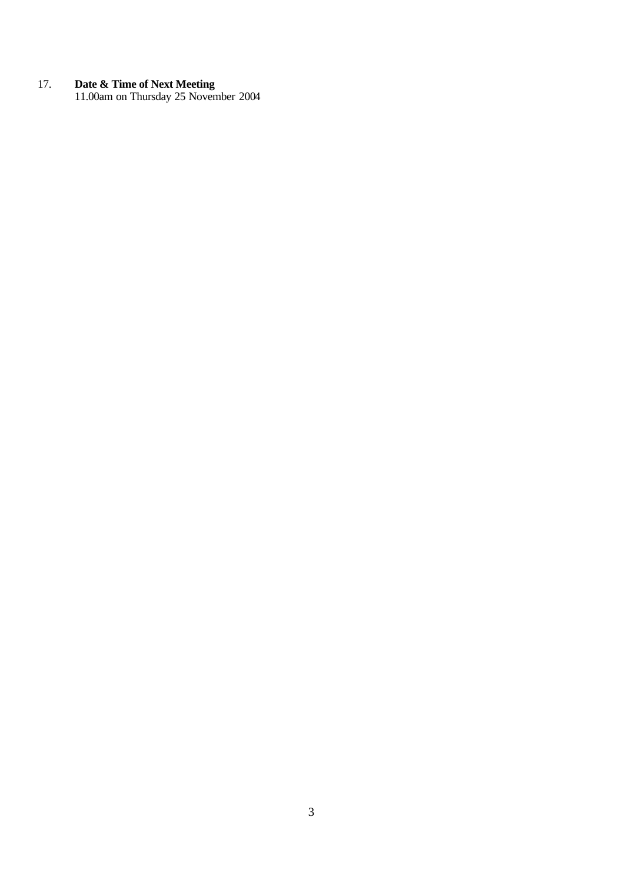17. **Date & Time of Next Meeting**
    11.00am on Thursday 25 November 2004